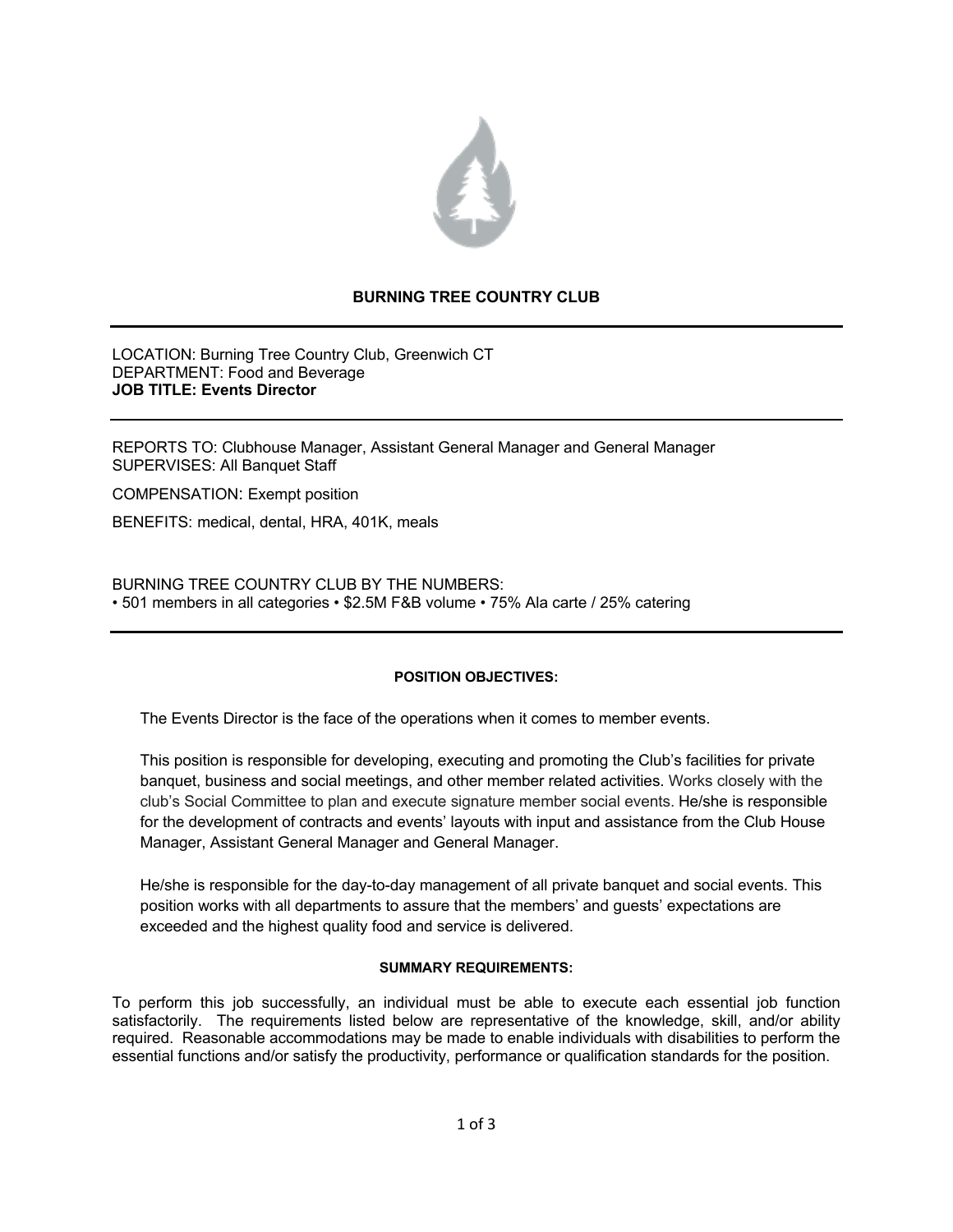# BURNING TREE COUNTRY CLUB

LOCATION: Burning Tree Country Club, Greenwich CT
DEPARTMENT: Food and Beverage
**JOB TITLE: Events Director**

REPORTS TO: Clubhouse Manager, Assistant General Manager and General Manager
SUPERVISES: All Banquet Staff

COMPENSATION: Exempt position

BENEFITS: medical, dental, HRA, 401K, meals

BURNING TREE COUNTRY CLUB BY THE NUMBERS:
• 501 members in all categories • $2.5M F&B volume • 75% Ala carte / 25% catering

## POSITION OBJECTIVES:

The Events Director is the face of the operations when it comes to member events.

This position is responsible for developing, executing and promoting the Club's facilities for private banquet, business and social meetings, and other member related activities. Works closely with the club's Social Committee to plan and execute signature member social events. He/she is responsible for the development of contracts and events' layouts with input and assistance from the Club House Manager, Assistant General Manager and General Manager.

He/she is responsible for the day-to-day management of all private banquet and social events. This position works with all departments to assure that the members' and guests' expectations are exceeded and the highest quality food and service is delivered.

## SUMMARY REQUIREMENTS:

To perform this job successfully, an individual must be able to execute each essential job function satisfactorily. The requirements listed below are representative of the knowledge, skill, and/or ability required. Reasonable accommodations may be made to enable individuals with disabilities to perform the essential functions and/or satisfy the productivity, performance or qualification standards for the position.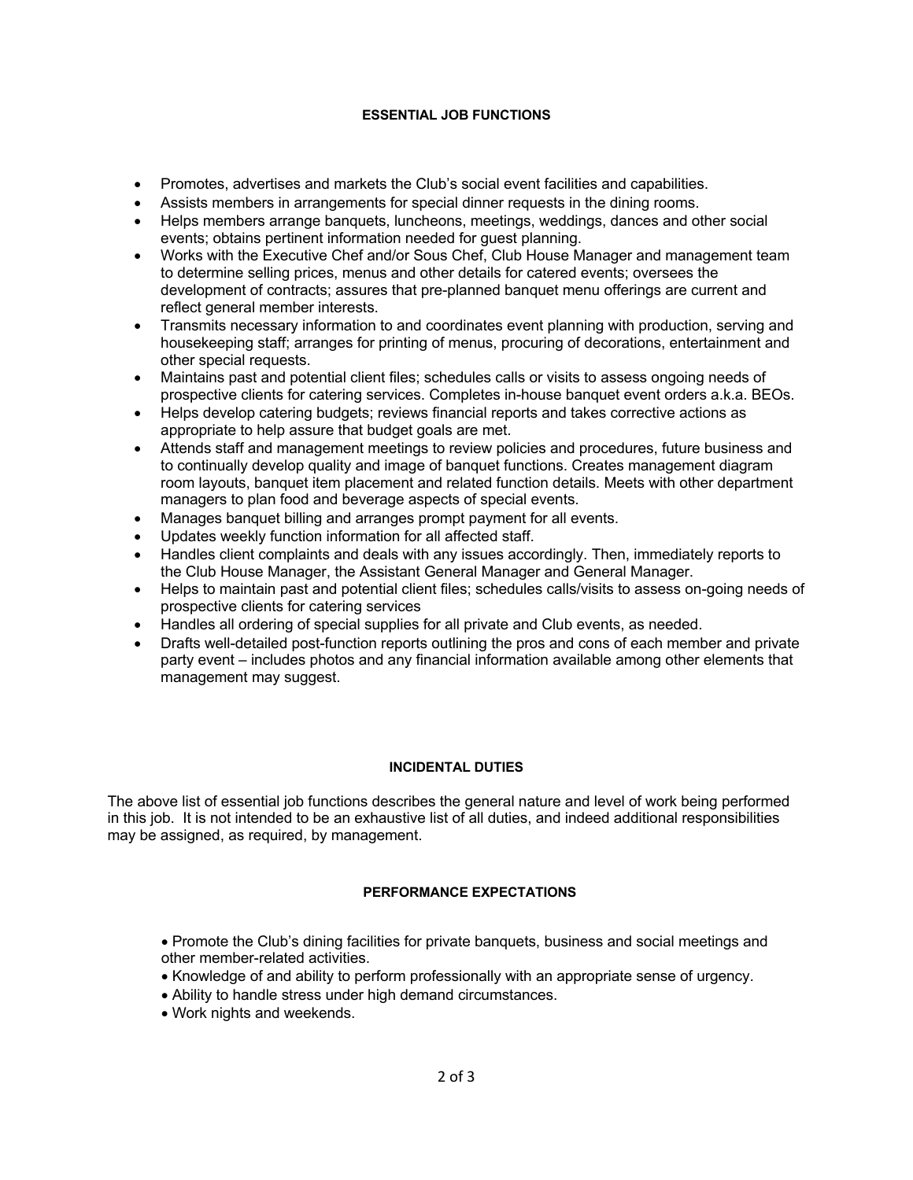## ESSENTIAL JOB FUNCTIONS

- Promotes, advertises and markets the Club's social event facilities and capabilities.
- Assists members in arrangements for special dinner requests in the dining rooms.
- Helps members arrange banquets, luncheons, meetings, weddings, dances and other social events; obtains pertinent information needed for guest planning.
- Works with the Executive Chef and/or Sous Chef, Club House Manager and management team to determine selling prices, menus and other details for catered events; oversees the development of contracts; assures that pre-planned banquet menu offerings are current and reflect general member interests.
- Transmits necessary information to and coordinates event planning with production, serving and housekeeping staff; arranges for printing of menus, procuring of decorations, entertainment and other special requests.
- Maintains past and potential client files; schedules calls or visits to assess ongoing needs of prospective clients for catering services. Completes in-house banquet event orders a.k.a. BEOs.
- Helps develop catering budgets; reviews financial reports and takes corrective actions as appropriate to help assure that budget goals are met.
- Attends staff and management meetings to review policies and procedures, future business and to continually develop quality and image of banquet functions. Creates management diagram room layouts, banquet item placement and related function details. Meets with other department managers to plan food and beverage aspects of special events.
- Manages banquet billing and arranges prompt payment for all events.
- Updates weekly function information for all affected staff.
- Handles client complaints and deals with any issues accordingly. Then, immediately reports to the Club House Manager, the Assistant General Manager and General Manager.
- Helps to maintain past and potential client files; schedules calls/visits to assess on-going needs of prospective clients for catering services
- Handles all ordering of special supplies for all private and Club events, as needed.
- Drafts well-detailed post-function reports outlining the pros and cons of each member and private party event – includes photos and any financial information available among other elements that management may suggest.

## INCIDENTAL DUTIES

The above list of essential job functions describes the general nature and level of work being performed in this job. It is not intended to be an exhaustive list of all duties, and indeed additional responsibilities may be assigned, as required, by management.

## PERFORMANCE EXPECTATIONS

- Promote the Club's dining facilities for private banquets, business and social meetings and other member-related activities.
- Knowledge of and ability to perform professionally with an appropriate sense of urgency.
- Ability to handle stress under high demand circumstances.
- Work nights and weekends.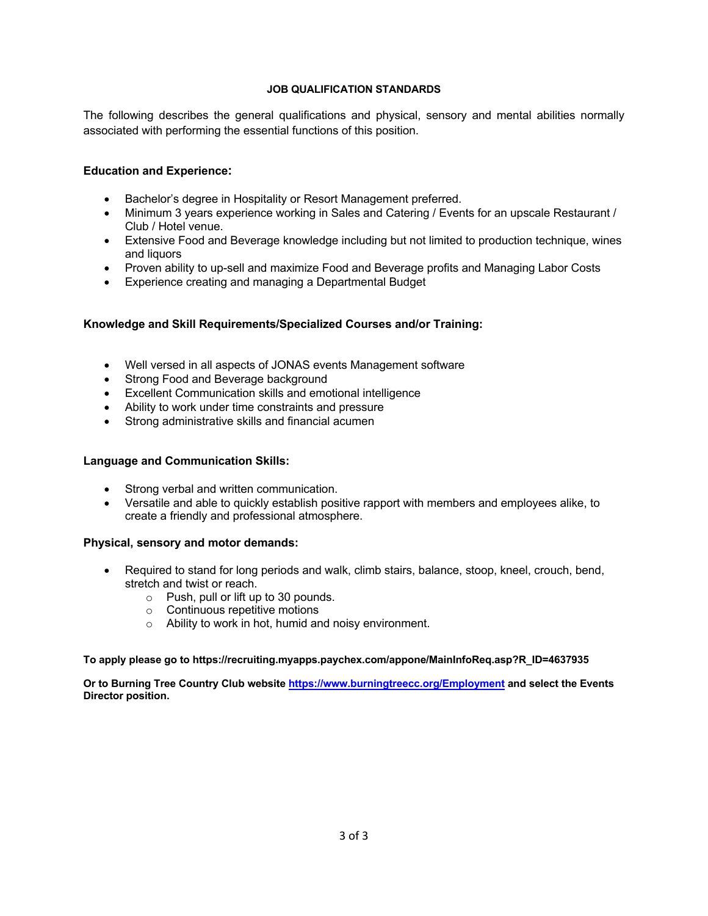## JOB QUALIFICATION STANDARDS

The following describes the general qualifications and physical, sensory and mental abilities normally associated with performing the essential functions of this position.

### Education and Experience:

- Bachelor's degree in Hospitality or Resort Management preferred.
- Minimum 3 years experience working in Sales and Catering / Events for an upscale Restaurant / Club / Hotel venue.
- Extensive Food and Beverage knowledge including but not limited to production technique, wines and liquors
- Proven ability to up-sell and maximize Food and Beverage profits and Managing Labor Costs
- Experience creating and managing a Departmental Budget

### Knowledge and Skill Requirements/Specialized Courses and/or Training:

- Well versed in all aspects of JONAS events Management software
- Strong Food and Beverage background
- Excellent Communication skills and emotional intelligence
- Ability to work under time constraints and pressure
- Strong administrative skills and financial acumen

### Language and Communication Skills:

- Strong verbal and written communication.
- Versatile and able to quickly establish positive rapport with members and employees alike, to create a friendly and professional atmosphere.

### Physical, sensory and motor demands:

- Required to stand for long periods and walk, climb stairs, balance, stoop, kneel, crouch, bend, stretch and twist or reach.
  - Push, pull or lift up to 30 pounds.
  - Continuous repetitive motions
  - Ability to work in hot, humid and noisy environment.

**To apply please go to https://recruiting.myapps.paychex.com/appone/MainInfoReq.asp?R_ID=4637935**

**Or to Burning Tree Country Club website [https://www.burningtreecc.org/Employment](https://www.burningtreecc.org/Employment) and select the Events Director position.**